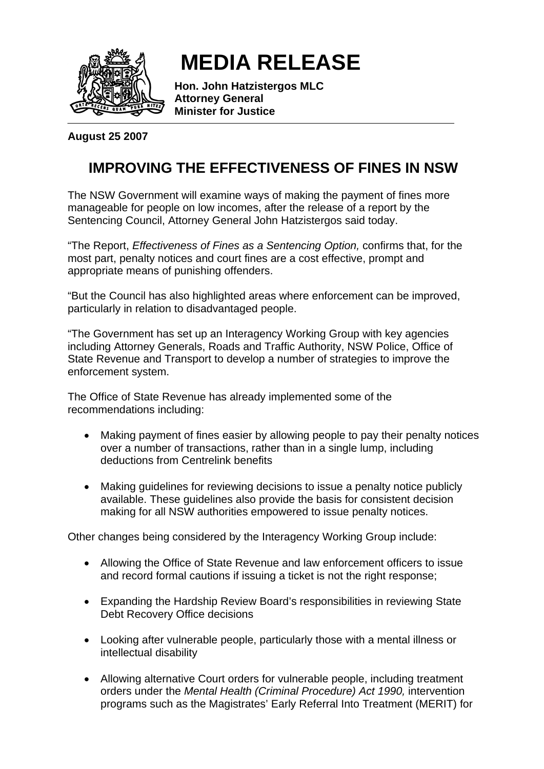# MEDIA RELEASE

**Hon. John Hatzistergos MLC**
**Attorney General**
**Minister for Justice**

**August 25 2007**

## IMPROVING THE EFFECTIVENESS OF FINES IN NSW

The NSW Government will examine ways of making the payment of fines more manageable for people on low incomes, after the release of a report by the Sentencing Council, Attorney General John Hatzistergos said today.

"The Report, *Effectiveness of Fines as a Sentencing Option,* confirms that, for the most part, penalty notices and court fines are a cost effective, prompt and appropriate means of punishing offenders.

"But the Council has also highlighted areas where enforcement can be improved, particularly in relation to disadvantaged people.

"The Government has set up an Interagency Working Group with key agencies including Attorney Generals, Roads and Traffic Authority, NSW Police, Office of State Revenue and Transport to develop a number of strategies to improve the enforcement system.

The Office of State Revenue has already implemented some of the recommendations including:

- Making payment of fines easier by allowing people to pay their penalty notices over a number of transactions, rather than in a single lump, including deductions from Centrelink benefits
- Making guidelines for reviewing decisions to issue a penalty notice publicly available. These guidelines also provide the basis for consistent decision making for all NSW authorities empowered to issue penalty notices.

Other changes being considered by the Interagency Working Group include:

- Allowing the Office of State Revenue and law enforcement officers to issue and record formal cautions if issuing a ticket is not the right response;
- Expanding the Hardship Review Board's responsibilities in reviewing State Debt Recovery Office decisions
- Looking after vulnerable people, particularly those with a mental illness or intellectual disability
- Allowing alternative Court orders for vulnerable people, including treatment orders under the *Mental Health (Criminal Procedure) Act 1990,* intervention programs such as the Magistrates' Early Referral Into Treatment (MERIT) for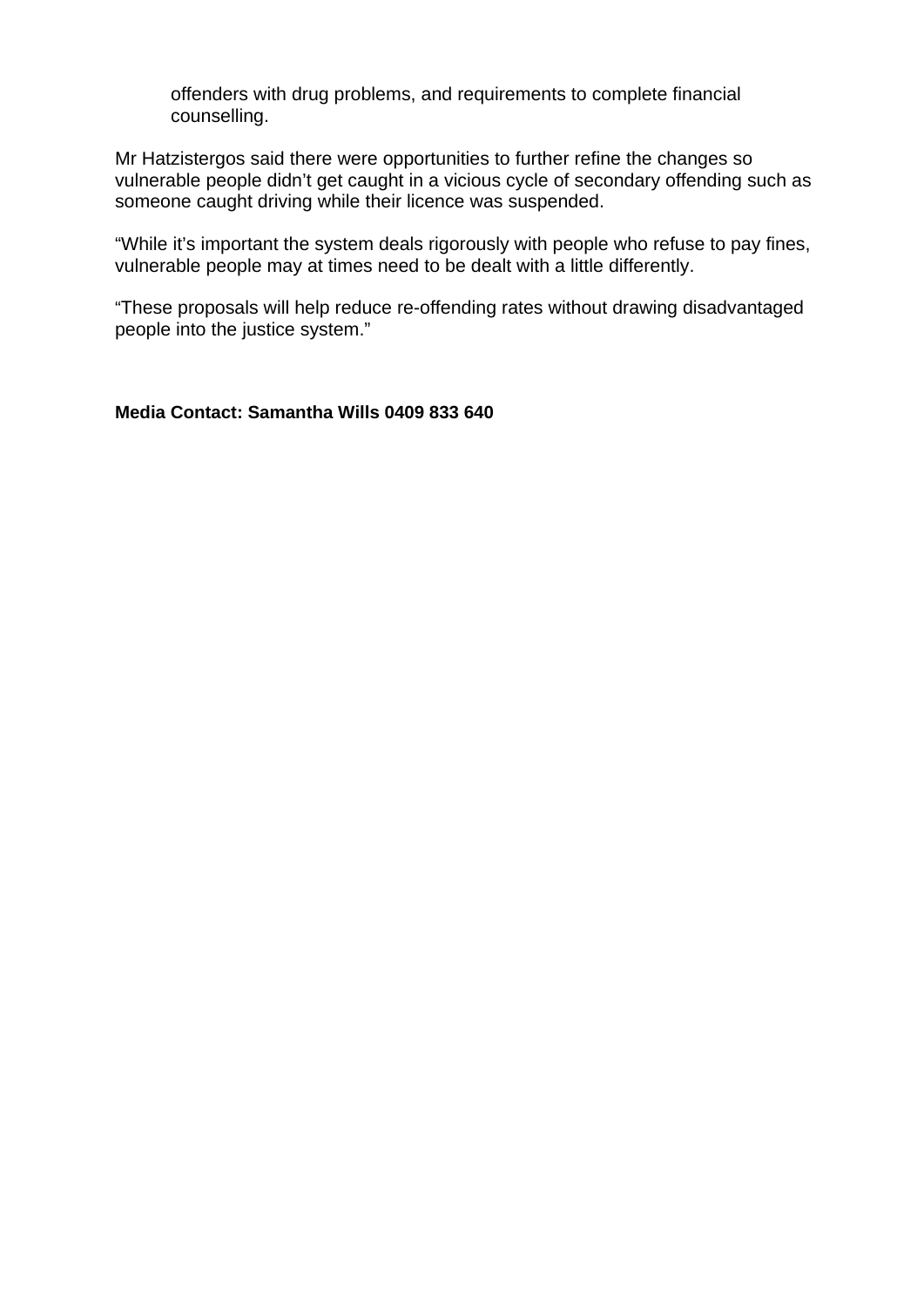offenders with drug problems, and requirements to complete financial counselling.

Mr Hatzistergos said there were opportunities to further refine the changes so vulnerable people didn't get caught in a vicious cycle of secondary offending such as someone caught driving while their licence was suspended.

"While it's important the system deals rigorously with people who refuse to pay fines, vulnerable people may at times need to be dealt with a little differently.

"These proposals will help reduce re-offending rates without drawing disadvantaged people into the justice system."

**Media Contact: Samantha Wills 0409 833 640**